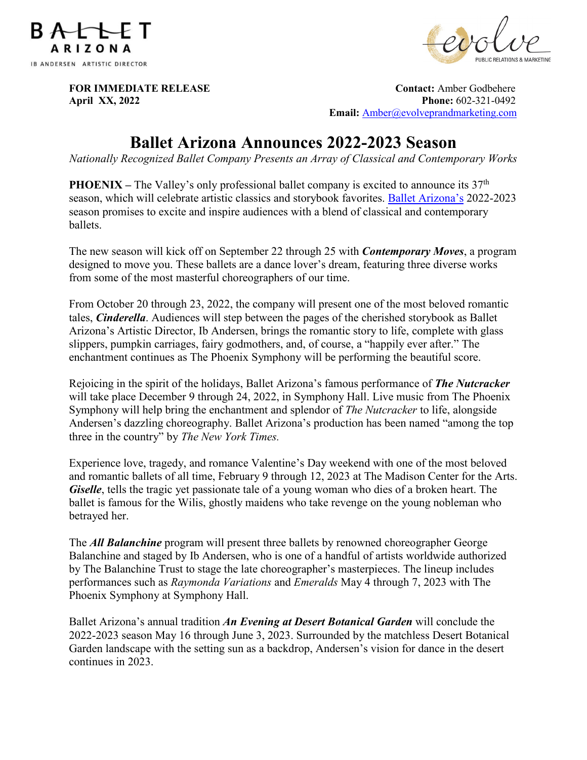BALLET ARIZONA

IB ANDERSEN ARTISTIC DIRECTOR

evolve PUBLIC RELATIONS & MARKETING

**FOR IMMEDIATE RELEASE**
**April XX, 2022**

**Contact:** Amber Godbehere
**Phone:** 602-321-0492
**Email:** Amber@evolveprandmarketing.com

# Ballet Arizona Announces 2022-2023 Season

*Nationally Recognized Ballet Company Presents an Array of Classical and Contemporary Works*

**PHOENIX –** The Valley's only professional ballet company is excited to announce its 37th season, which will celebrate artistic classics and storybook favorites. Ballet Arizona's 2022-2023 season promises to excite and inspire audiences with a blend of classical and contemporary ballets.

The new season will kick off on September 22 through 25 with ***Contemporary Moves***, a program designed to move you. These ballets are a dance lover's dream, featuring three diverse works from some of the most masterful choreographers of our time.

From October 20 through 23, 2022, the company will present one of the most beloved romantic tales, ***Cinderella***. Audiences will step between the pages of the cherished storybook as Ballet Arizona's Artistic Director, Ib Andersen, brings the romantic story to life, complete with glass slippers, pumpkin carriages, fairy godmothers, and, of course, a "happily ever after." The enchantment continues as The Phoenix Symphony will be performing the beautiful score.

Rejoicing in the spirit of the holidays, Ballet Arizona's famous performance of ***The Nutcracker*** will take place December 9 through 24, 2022, in Symphony Hall. Live music from The Phoenix Symphony will help bring the enchantment and splendor of *The Nutcracker* to life, alongside Andersen's dazzling choreography. Ballet Arizona's production has been named "among the top three in the country" by *The New York Times.*

Experience love, tragedy, and romance Valentine's Day weekend with one of the most beloved and romantic ballets of all time, February 9 through 12, 2023 at The Madison Center for the Arts. ***Giselle***, tells the tragic yet passionate tale of a young woman who dies of a broken heart. The ballet is famous for the Wilis, ghostly maidens who take revenge on the young nobleman who betrayed her.

The ***All Balanchine*** program will present three ballets by renowned choreographer George Balanchine and staged by Ib Andersen, who is one of a handful of artists worldwide authorized by The Balanchine Trust to stage the late choreographer's masterpieces. The lineup includes performances such as *Raymonda Variations* and *Emeralds* May 4 through 7, 2023 with The Phoenix Symphony at Symphony Hall.

Ballet Arizona's annual tradition ***An Evening at Desert Botanical Garden*** will conclude the 2022-2023 season May 16 through June 3, 2023. Surrounded by the matchless Desert Botanical Garden landscape with the setting sun as a backdrop, Andersen's vision for dance in the desert continues in 2023.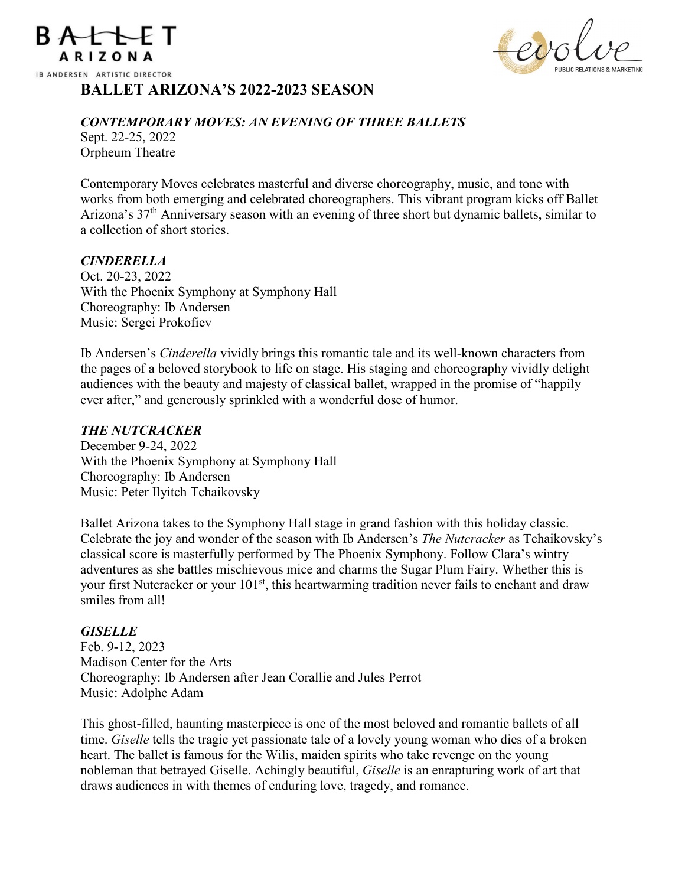# BALLET ARIZONA'S 2022-2023 SEASON

## ***CONTEMPORARY MOVES: AN EVENING OF THREE BALLETS***

Sept. 22-25, 2022
Orpheum Theatre

Contemporary Moves celebrates masterful and diverse choreography, music, and tone with works from both emerging and celebrated choreographers. This vibrant program kicks off Ballet Arizona's 37th Anniversary season with an evening of three short but dynamic ballets, similar to a collection of short stories.

## ***CINDERELLA***

Oct. 20-23, 2022
With the Phoenix Symphony at Symphony Hall
Choreography: Ib Andersen
Music: Sergei Prokofiev

Ib Andersen's *Cinderella* vividly brings this romantic tale and its well-known characters from the pages of a beloved storybook to life on stage. His staging and choreography vividly delight audiences with the beauty and majesty of classical ballet, wrapped in the promise of "happily ever after," and generously sprinkled with a wonderful dose of humor.

## ***THE NUTCRACKER***

December 9-24, 2022
With the Phoenix Symphony at Symphony Hall
Choreography: Ib Andersen
Music: Peter Ilyitch Tchaikovsky

Ballet Arizona takes to the Symphony Hall stage in grand fashion with this holiday classic. Celebrate the joy and wonder of the season with Ib Andersen's *The Nutcracker* as Tchaikovsky's classical score is masterfully performed by The Phoenix Symphony. Follow Clara's wintry adventures as she battles mischievous mice and charms the Sugar Plum Fairy. Whether this is your first Nutcracker or your 101st, this heartwarming tradition never fails to enchant and draw smiles from all!

## ***GISELLE***

Feb. 9-12, 2023
Madison Center for the Arts
Choreography: Ib Andersen after Jean Corallie and Jules Perrot
Music: Adolphe Adam

This ghost-filled, haunting masterpiece is one of the most beloved and romantic ballets of all time. *Giselle* tells the tragic yet passionate tale of a lovely young woman who dies of a broken heart. The ballet is famous for the Wilis, maiden spirits who take revenge on the young nobleman that betrayed Giselle. Achingly beautiful, *Giselle* is an enrapturing work of art that draws audiences in with themes of enduring love, tragedy, and romance.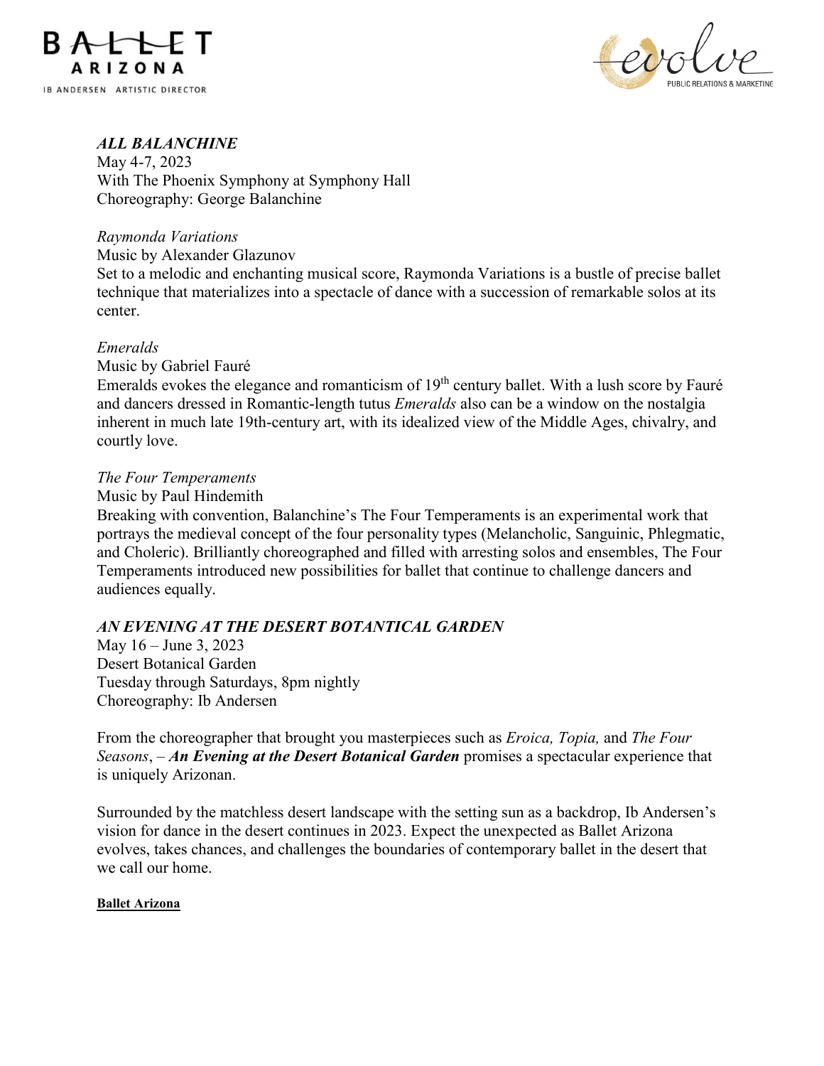***ALL BALANCHINE***
May 4-7, 2023
With The Phoenix Symphony at Symphony Hall
Choreography: George Balanchine

*Raymonda Variations*
Music by Alexander Glazunov
Set to a melodic and enchanting musical score, Raymonda Variations is a bustle of precise ballet technique that materializes into a spectacle of dance with a succession of remarkable solos at its center.

*Emeralds*
Music by Gabriel Fauré
Emeralds evokes the elegance and romanticism of 19th century ballet. With a lush score by Fauré and dancers dressed in Romantic-length tutus *Emeralds* also can be a window on the nostalgia inherent in much late 19th-century art, with its idealized view of the Middle Ages, chivalry, and courtly love.

*The Four Temperaments*
Music by Paul Hindemith
Breaking with convention, Balanchine's The Four Temperaments is an experimental work that portrays the medieval concept of the four personality types (Melancholic, Sanguinic, Phlegmatic, and Choleric). Brilliantly choreographed and filled with arresting solos and ensembles, The Four Temperaments introduced new possibilities for ballet that continue to challenge dancers and audiences equally.

***AN EVENING AT THE DESERT BOTANTICAL GARDEN***
May 16 – June 3, 2023
Desert Botanical Garden
Tuesday through Saturdays, 8pm nightly
Choreography: Ib Andersen

From the choreographer that brought you masterpieces such as *Eroica, Topia,* and *The Four Seasons*, – ***An Evening at the Desert Botanical Garden*** promises a spectacular experience that is uniquely Arizonan.

Surrounded by the matchless desert landscape with the setting sun as a backdrop, Ib Andersen's vision for dance in the desert continues in 2023. Expect the unexpected as Ballet Arizona evolves, takes chances, and challenges the boundaries of contemporary ballet in the desert that we call our home.

**Ballet Arizona**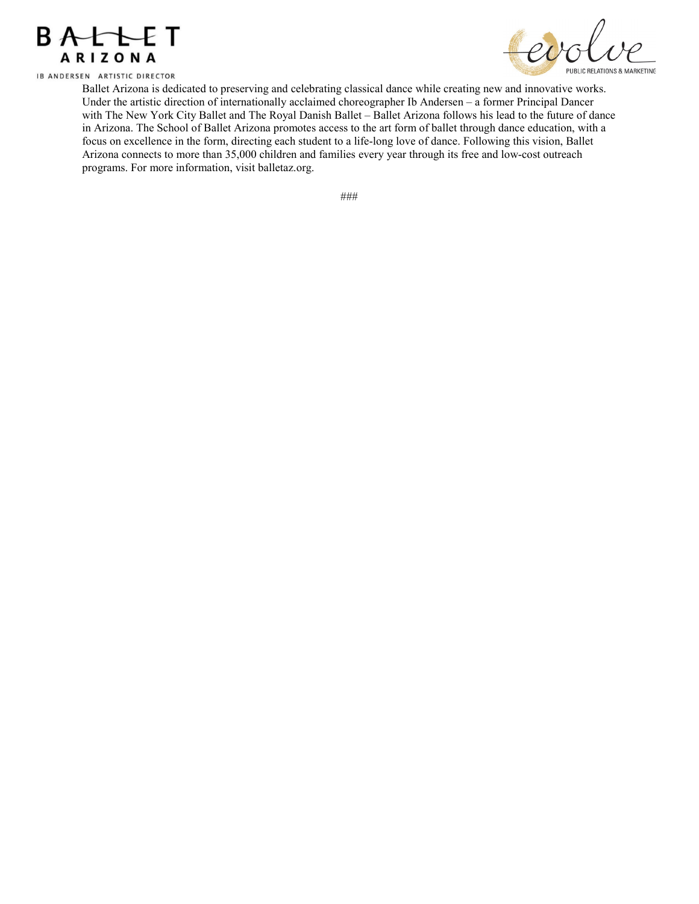Ballet Arizona is dedicated to preserving and celebrating classical dance while creating new and innovative works. Under the artistic direction of internationally acclaimed choreographer Ib Andersen – a former Principal Dancer with The New York City Ballet and The Royal Danish Ballet – Ballet Arizona follows his lead to the future of dance in Arizona. The School of Ballet Arizona promotes access to the art form of ballet through dance education, with a focus on excellence in the form, directing each student to a life-long love of dance. Following this vision, Ballet Arizona connects to more than 35,000 children and families every year through its free and low-cost outreach programs. For more information, visit balletaz.org.

###